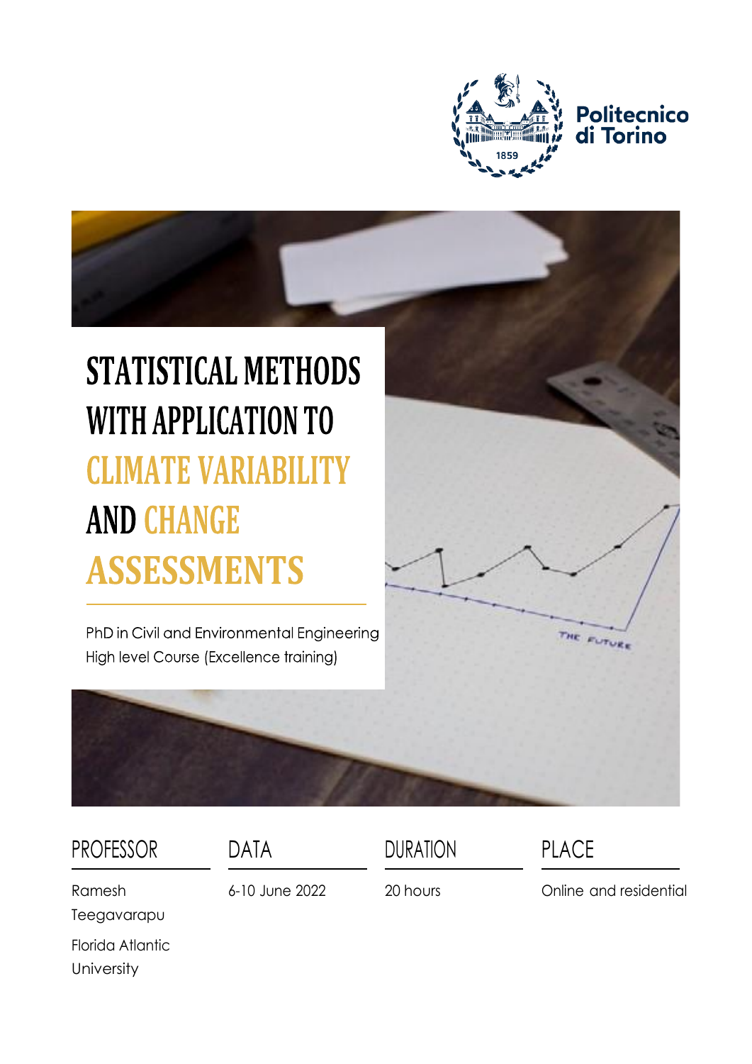Politecnico di Torino

# STATISTICAL METHODS WITH APPLICATION TO CLIMATE VARIABILITY AND CHANGE ASSESSMENTS

PhD in Civil and Environmental Engineering
High level Course (Excellence training)

| PROFESSOR | DATA | DURATION | PLACE |
| --- | --- | --- | --- |
| Ramesh Teegavarapu<br>Florida Atlantic University | 6-10 June 2022 | 20 hours | Online and residential |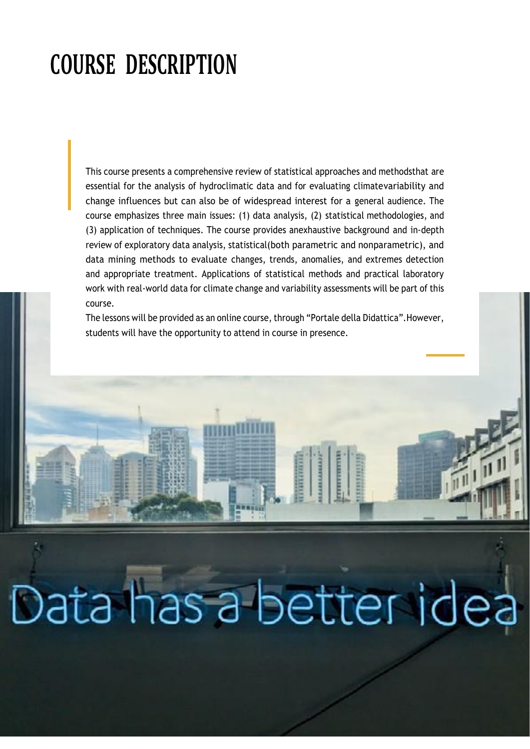# COURSE DESCRIPTION

This course presents a comprehensive review of statistical approaches and methodsthat are essential for the analysis of hydroclimatic data and for evaluating climatevariability and change influences but can also be of widespread interest for a general audience. The course emphasizes three main issues: (1) data analysis, (2) statistical methodologies, and (3) application of techniques. The course provides anexhaustive background and in-depth review of exploratory data analysis, statistical(both parametric and nonparametric), and data mining methods to evaluate changes, trends, anomalies, and extremes detection and appropriate treatment. Applications of statistical methods and practical laboratory work with real-world data for climate change and variability assessments will be part of this course.

The lessons will be provided as an online course, through "Portale della Didattica".However, students will have the opportunity to attend in course in presence.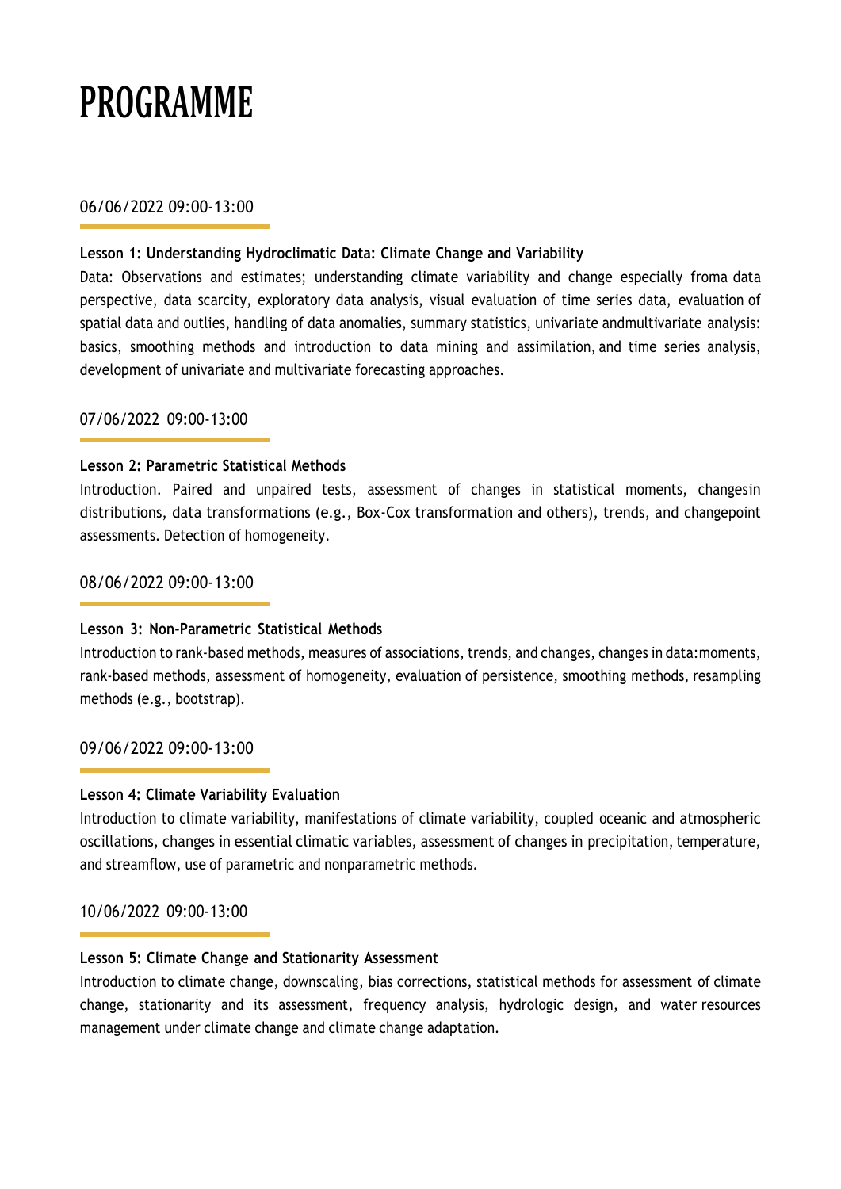# PROGRAMME

06/06/2022 09:00-13:00

**Lesson 1: Understanding Hydroclimatic Data: Climate Change and Variability**

Data: Observations and estimates; understanding climate variability and change especially froma data perspective, data scarcity, exploratory data analysis, visual evaluation of time series data, evaluation of spatial data and outlies, handling of data anomalies, summary statistics, univariate andmultivariate analysis: basics, smoothing methods and introduction to data mining and assimilation, and time series analysis, development of univariate and multivariate forecasting approaches.

07/06/2022 09:00-13:00

**Lesson 2: Parametric Statistical Methods**

Introduction. Paired and unpaired tests, assessment of changes in statistical moments, changesin distributions, data transformations (e.g., Box-Cox transformation and others), trends, and changepoint assessments. Detection of homogeneity.

08/06/2022 09:00-13:00

**Lesson 3: Non-Parametric Statistical Methods**

Introduction to rank-based methods, measures of associations, trends, and changes, changes in data:moments, rank-based methods, assessment of homogeneity, evaluation of persistence, smoothing methods, resampling methods (e.g., bootstrap).

09/06/2022 09:00-13:00

**Lesson 4: Climate Variability Evaluation**

Introduction to climate variability, manifestations of climate variability, coupled oceanic and atmospheric oscillations, changes in essential climatic variables, assessment of changes in precipitation, temperature, and streamflow, use of parametric and nonparametric methods.

10/06/2022 09:00-13:00

**Lesson 5: Climate Change and Stationarity Assessment**

Introduction to climate change, downscaling, bias corrections, statistical methods for assessment of climate change, stationarity and its assessment, frequency analysis, hydrologic design, and water resources management under climate change and climate change adaptation.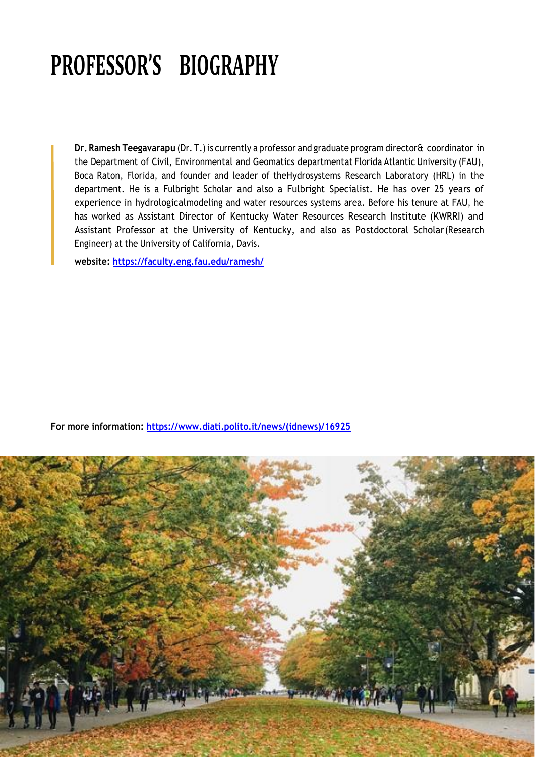# PROFESSOR'S BIOGRAPHY

**Dr. Ramesh Teegavarapu** (Dr. T.) is currently a professor and graduate program director& coordinator in the Department of Civil, Environmental and Geomatics departmentat Florida Atlantic University (FAU), Boca Raton, Florida, and founder and leader of theHydrosystems Research Laboratory (HRL) in the department. He is a Fulbright Scholar and also a Fulbright Specialist. He has over 25 years of experience in hydrologicalmodeling and water resources systems area. Before his tenure at FAU, he has worked as Assistant Director of Kentucky Water Resources Research Institute (KWRRI) and Assistant Professor at the University of Kentucky, and also as Postdoctoral Scholar(Research Engineer) at the University of California, Davis.

**website:** https://faculty.eng.fau.edu/ramesh/

**For more information:** https://www.diati.polito.it/news/(idnews)/16925